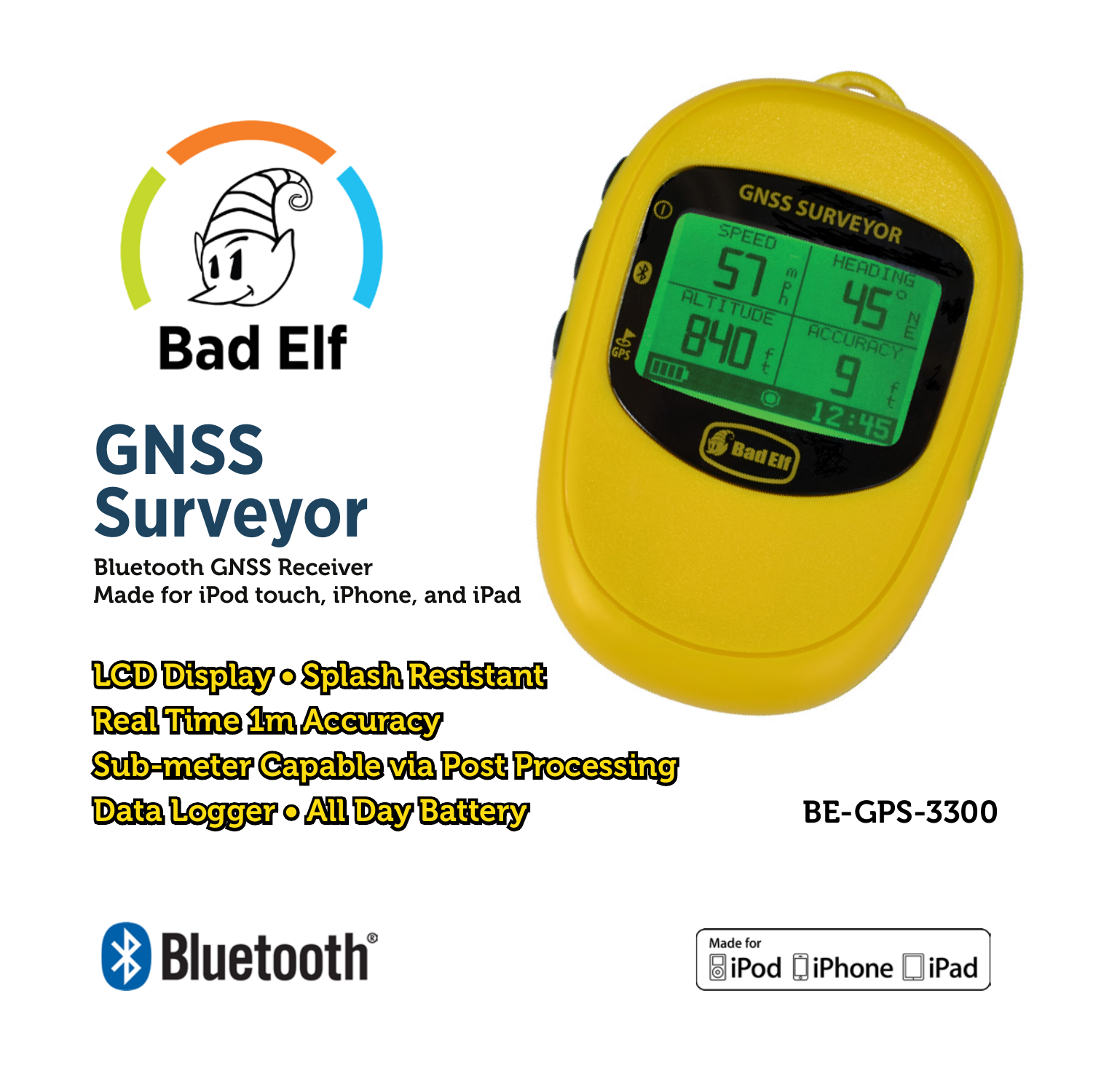Bad Elf

# GNSS Surveyor

Bluetooth GNSS Receiver
Made for iPod touch, iPhone, and iPad

**LCD Display • Splash Resistant**
**Real Time 1m Accuracy**
**Sub-meter Capable via Post Processing**
**Data Logger • All Day Battery**

BE-GPS-3300

Bluetooth®

Made for iPod iPhone iPad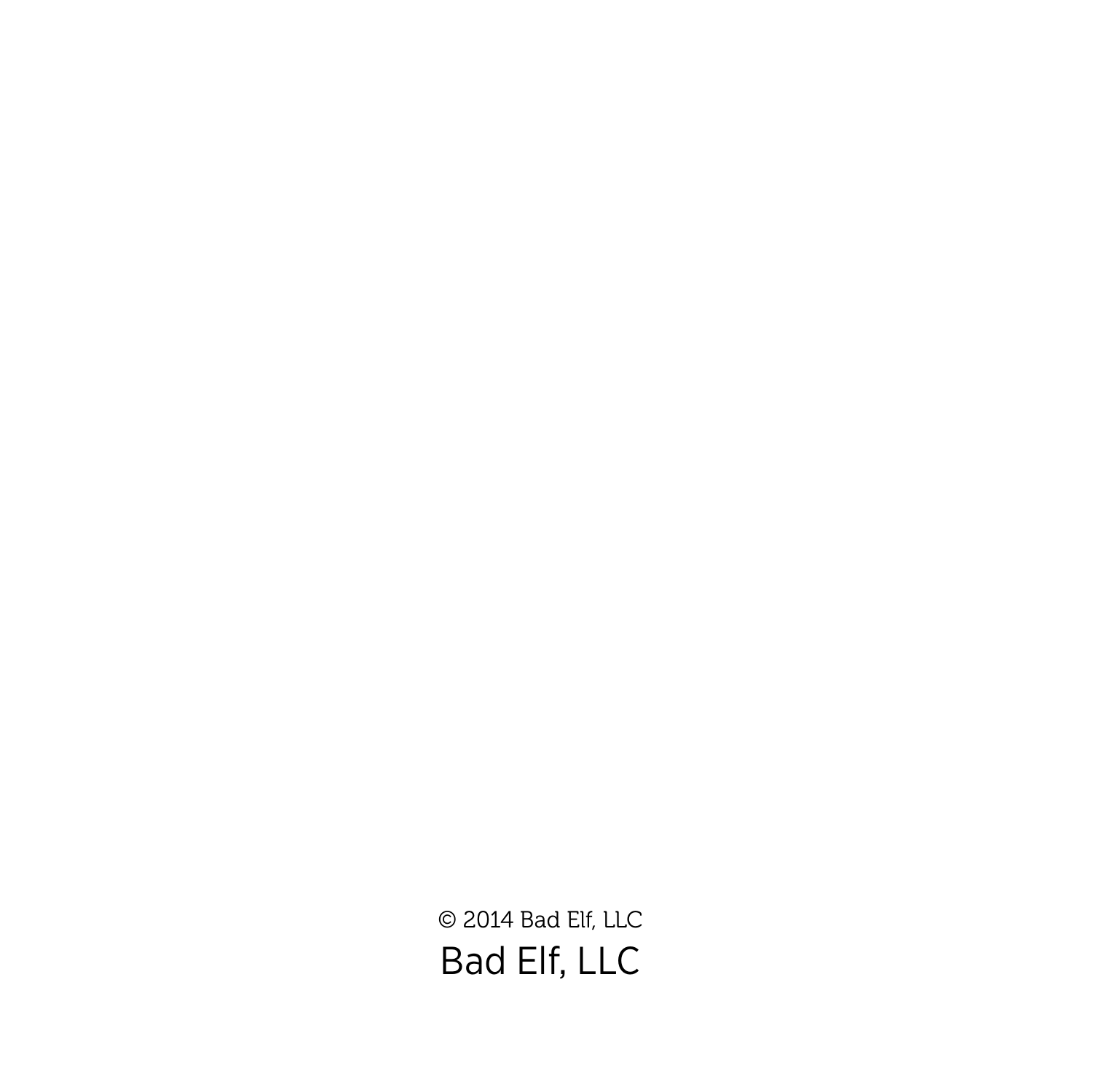© 2014 Bad Elf, LLC

Bad Elf, LLC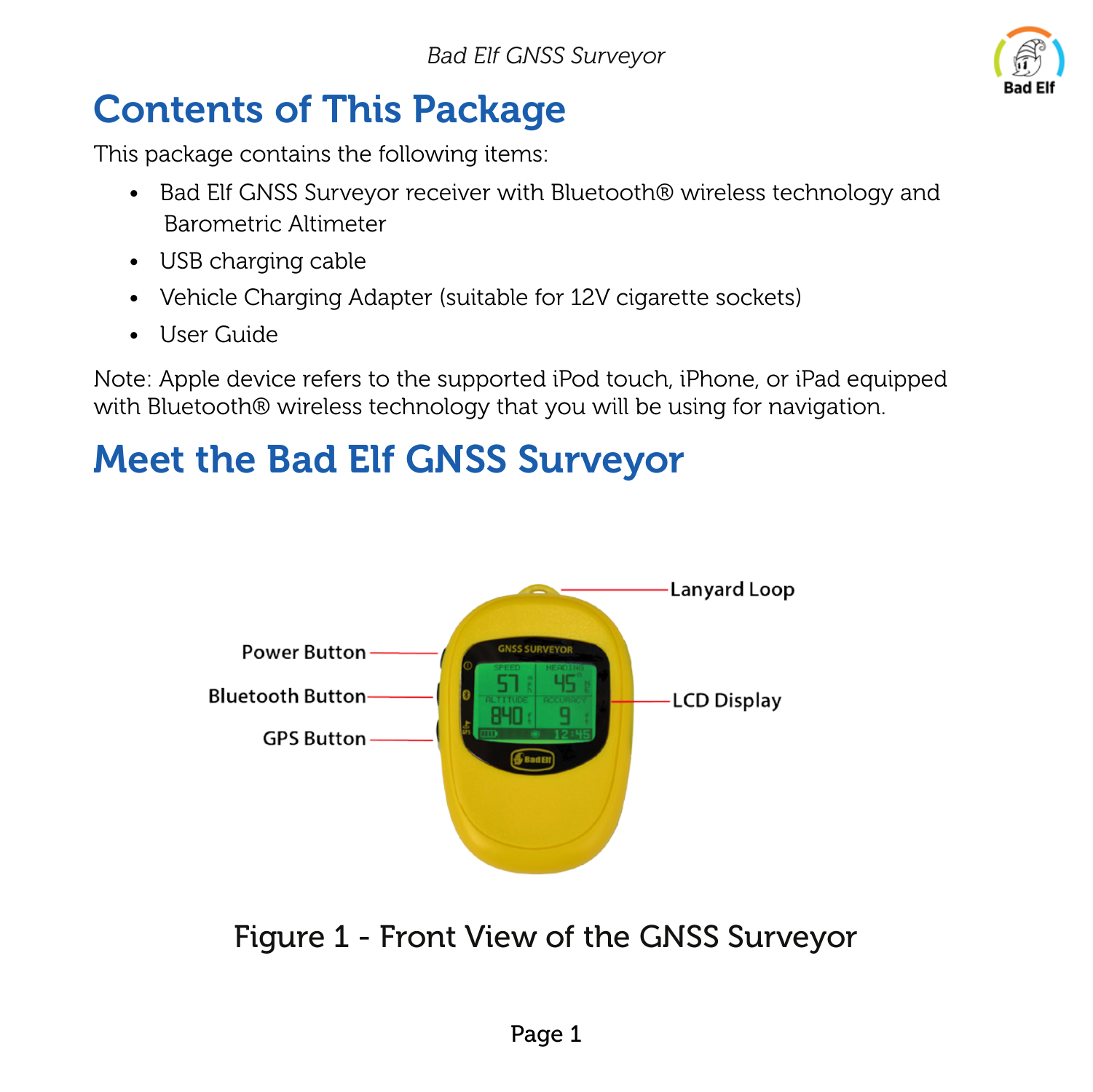# Contents of This Package

This package contains the following items:

- Bad Elf GNSS Surveyor receiver with Bluetooth® wireless technology and Barometric Altimeter
- USB charging cable
- Vehicle Charging Adapter (suitable for 12V cigarette sockets)
- User Guide

Note: Apple device refers to the supported iPod touch, iPhone, or iPad equipped with Bluetooth® wireless technology that you will be using for navigation.

# Meet the Bad Elf GNSS Surveyor

Lanyard Loop

Power Button

Bluetooth Button

GPS Button

LCD Display

Figure 1 - Front View of the GNSS Surveyor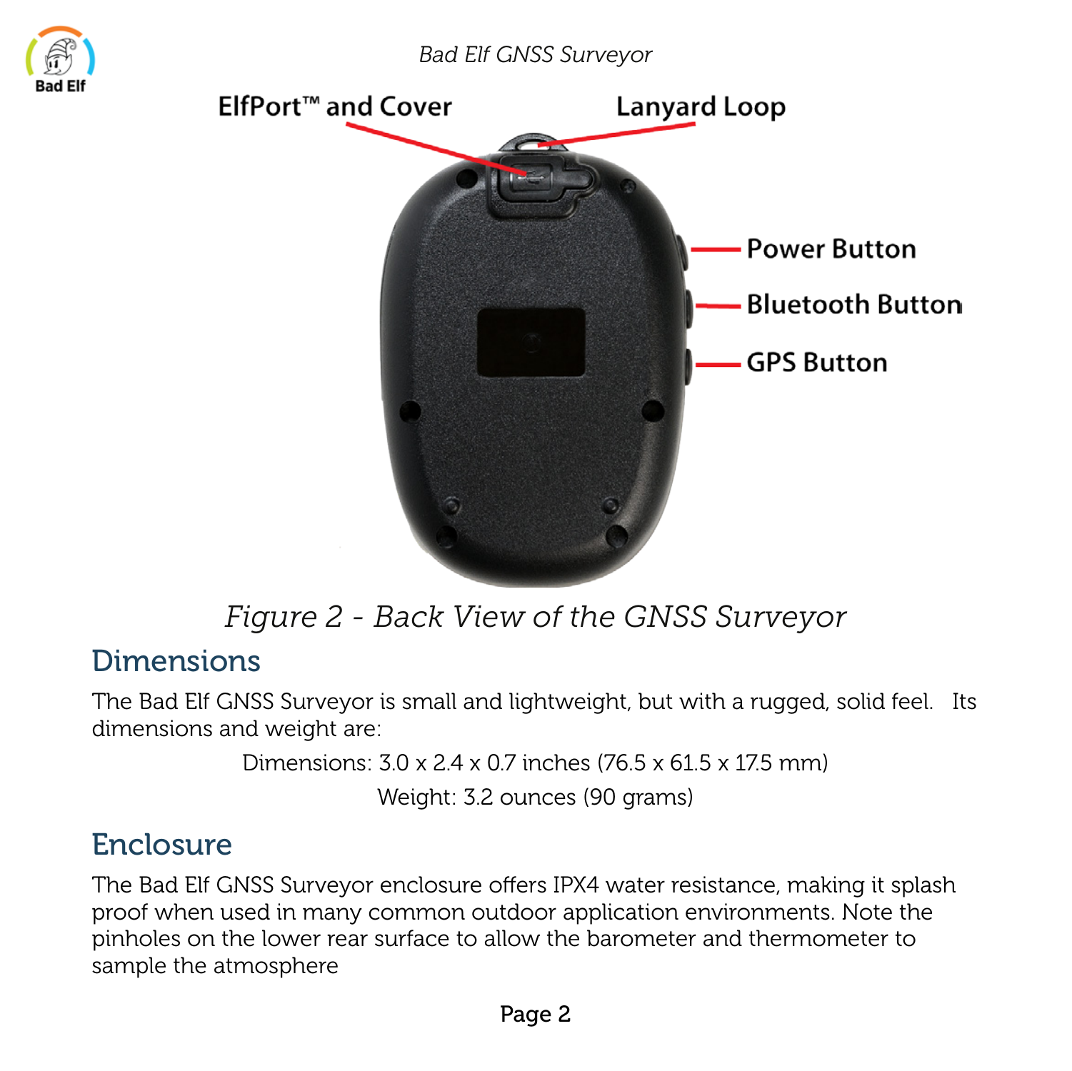ElfPort™ and Cover

Lanyard Loop

Power Button

Bluetooth Button

GPS Button

*Figure 2 - Back View of the GNSS Surveyor*

## Dimensions

The Bad Elf GNSS Surveyor is small and lightweight, but with a rugged, solid feel. Its dimensions and weight are:

Dimensions: 3.0 x 2.4 x 0.7 inches (76.5 x 61.5 x 17.5 mm)

Weight: 3.2 ounces (90 grams)

## Enclosure

The Bad Elf GNSS Surveyor enclosure offers IPX4 water resistance, making it splash proof when used in many common outdoor application environments. Note the pinholes on the lower rear surface to allow the barometer and thermometer to sample the atmosphere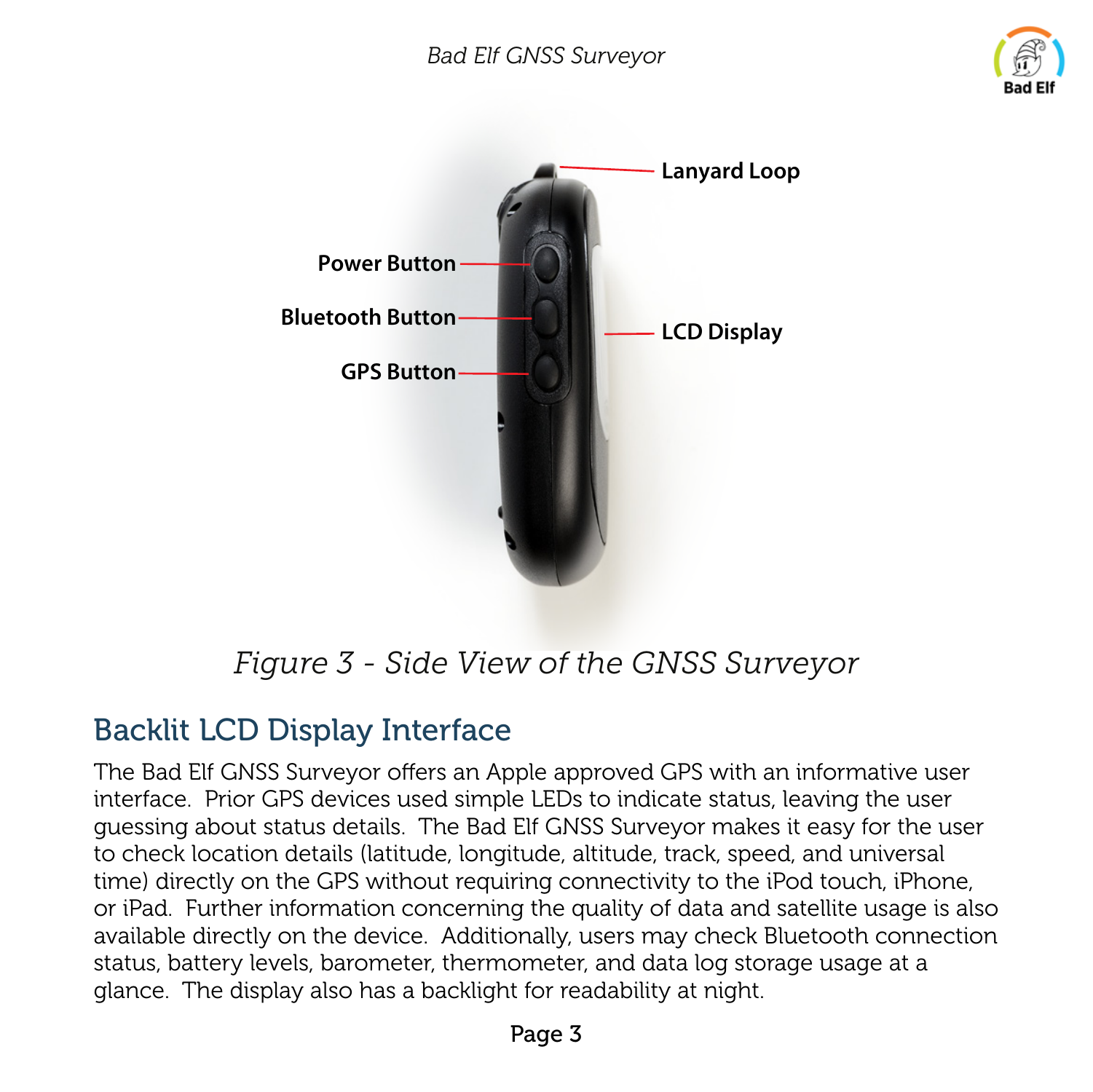Lanyard Loop

Power Button

Bluetooth Button

GPS Button

LCD Display

*Figure 3 - Side View of the GNSS Surveyor*

## Backlit LCD Display Interface

The Bad Elf GNSS Surveyor offers an Apple approved GPS with an informative user interface. Prior GPS devices used simple LEDs to indicate status, leaving the user guessing about status details. The Bad Elf GNSS Surveyor makes it easy for the user to check location details (latitude, longitude, altitude, track, speed, and universal time) directly on the GPS without requiring connectivity to the iPod touch, iPhone, or iPad. Further information concerning the quality of data and satellite usage is also available directly on the device. Additionally, users may check Bluetooth connection status, battery levels, barometer, thermometer, and data log storage usage at a glance. The display also has a backlight for readability at night.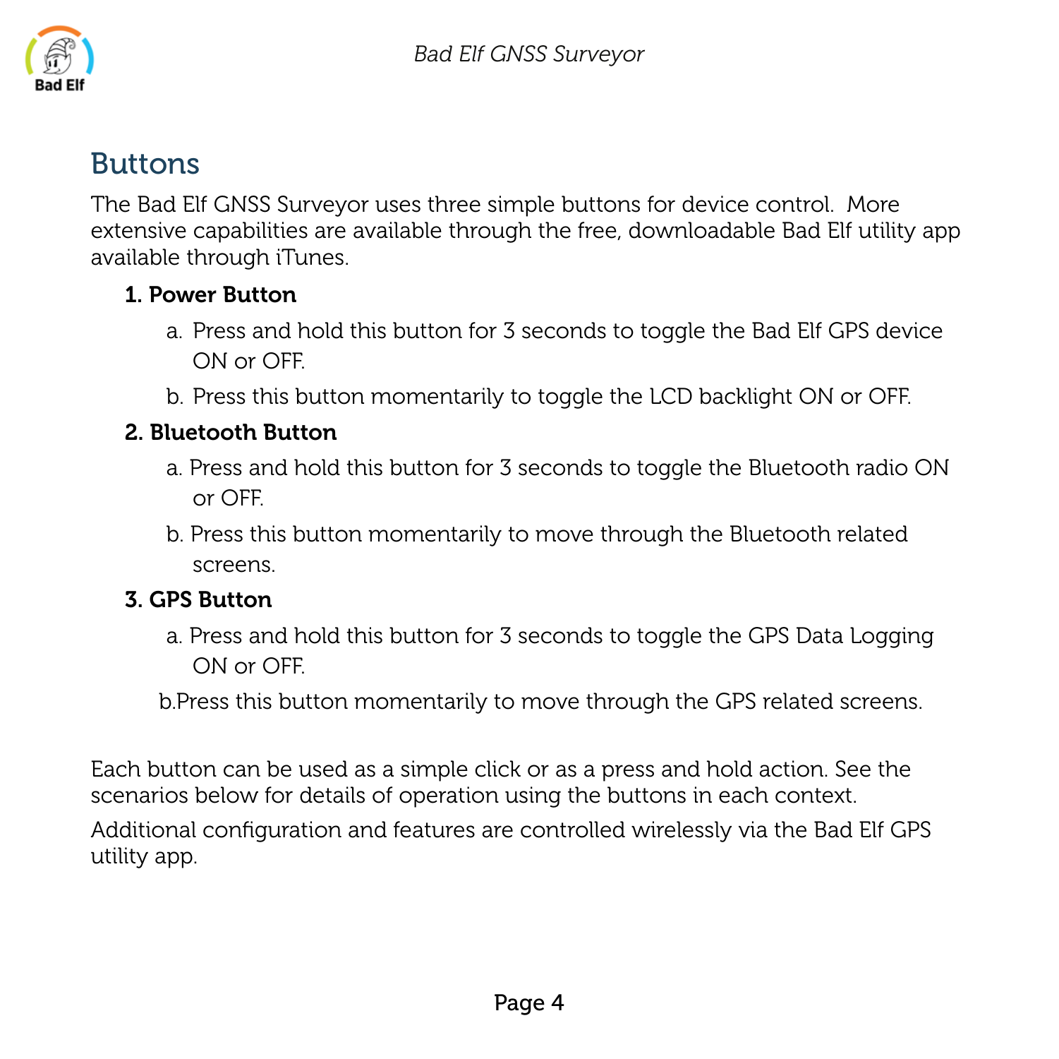## Buttons

The Bad Elf GNSS Surveyor uses three simple buttons for device control. More extensive capabilities are available through the free, downloadable Bad Elf utility app available through iTunes.

1. **Power Button**
   a. Press and hold this button for 3 seconds to toggle the Bad Elf GPS device ON or OFF.
   b. Press this button momentarily to toggle the LCD backlight ON or OFF.
2. **Bluetooth Button**
   a. Press and hold this button for 3 seconds to toggle the Bluetooth radio ON or OFF.
   b. Press this button momentarily to move through the Bluetooth related screens.
3. **GPS Button**
   a. Press and hold this button for 3 seconds to toggle the GPS Data Logging ON or OFF.
   b. Press this button momentarily to move through the GPS related screens.

Each button can be used as a simple click or as a press and hold action. See the scenarios below for details of operation using the buttons in each context.

Additional configuration and features are controlled wirelessly via the Bad Elf GPS utility app.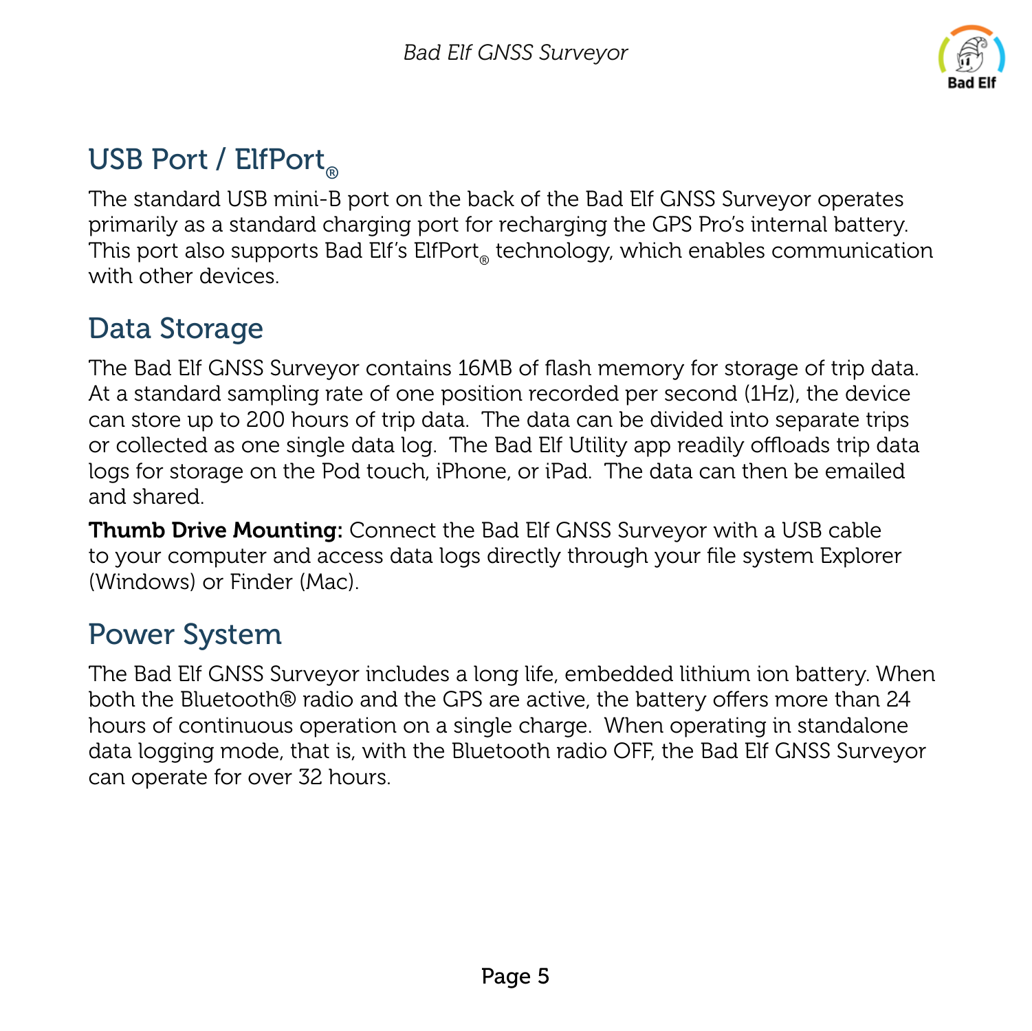## USB Port / ElfPort®

The standard USB mini-B port on the back of the Bad Elf GNSS Surveyor operates primarily as a standard charging port for recharging the GPS Pro's internal battery. This port also supports Bad Elf's ElfPort® technology, which enables communication with other devices.

## Data Storage

The Bad Elf GNSS Surveyor contains 16MB of flash memory for storage of trip data. At a standard sampling rate of one position recorded per second (1Hz), the device can store up to 200 hours of trip data. The data can be divided into separate trips or collected as one single data log. The Bad Elf Utility app readily offloads trip data logs for storage on the Pod touch, iPhone, or iPad. The data can then be emailed and shared.

**Thumb Drive Mounting:** Connect the Bad Elf GNSS Surveyor with a USB cable to your computer and access data logs directly through your file system Explorer (Windows) or Finder (Mac).

## Power System

The Bad Elf GNSS Surveyor includes a long life, embedded lithium ion battery. When both the Bluetooth® radio and the GPS are active, the battery offers more than 24 hours of continuous operation on a single charge. When operating in standalone data logging mode, that is, with the Bluetooth radio OFF, the Bad Elf GNSS Surveyor can operate for over 32 hours.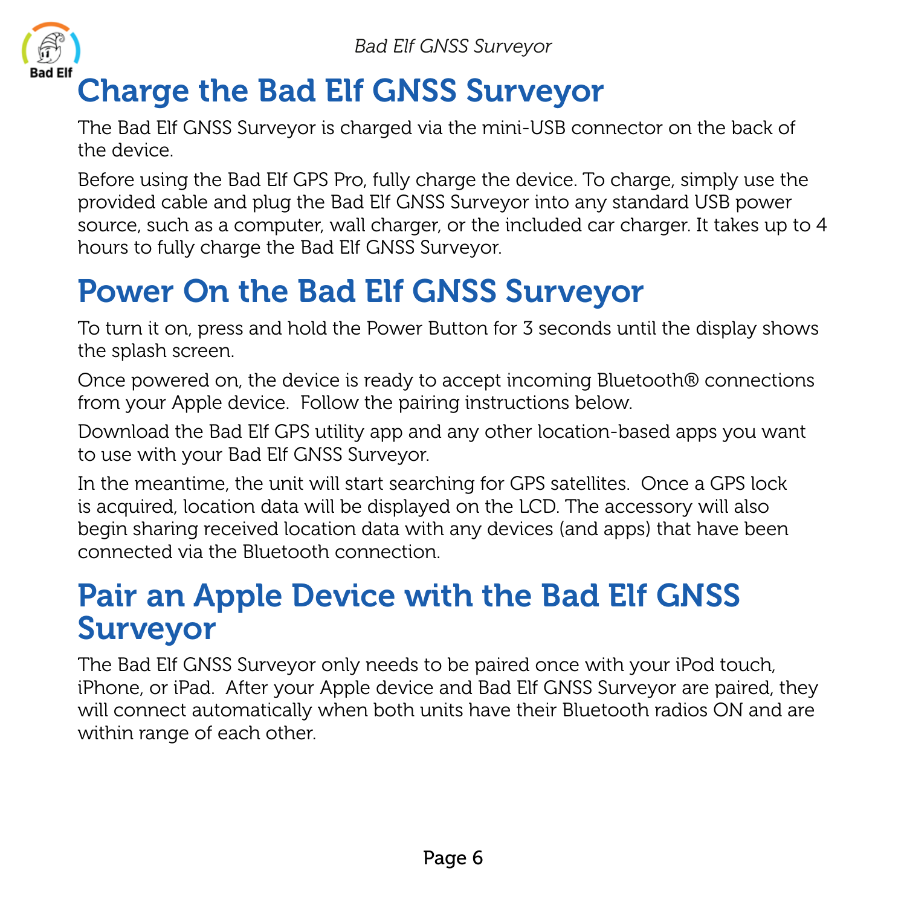# Charge the Bad Elf GNSS Surveyor

The Bad Elf GNSS Surveyor is charged via the mini-USB connector on the back of the device.

Before using the Bad Elf GPS Pro, fully charge the device. To charge, simply use the provided cable and plug the Bad Elf GNSS Surveyor into any standard USB power source, such as a computer, wall charger, or the included car charger. It takes up to 4 hours to fully charge the Bad Elf GNSS Surveyor.

# Power On the Bad Elf GNSS Surveyor

To turn it on, press and hold the Power Button for 3 seconds until the display shows the splash screen.

Once powered on, the device is ready to accept incoming Bluetooth® connections from your Apple device.  Follow the pairing instructions below.

Download the Bad Elf GPS utility app and any other location-based apps you want to use with your Bad Elf GNSS Surveyor.

In the meantime, the unit will start searching for GPS satellites.  Once a GPS lock is acquired, location data will be displayed on the LCD. The accessory will also begin sharing received location data with any devices (and apps) that have been connected via the Bluetooth connection.

# Pair an Apple Device with the Bad Elf GNSS Surveyor

The Bad Elf GNSS Surveyor only needs to be paired once with your iPod touch, iPhone, or iPad.  After your Apple device and Bad Elf GNSS Surveyor are paired, they will connect automatically when both units have their Bluetooth radios ON and are within range of each other.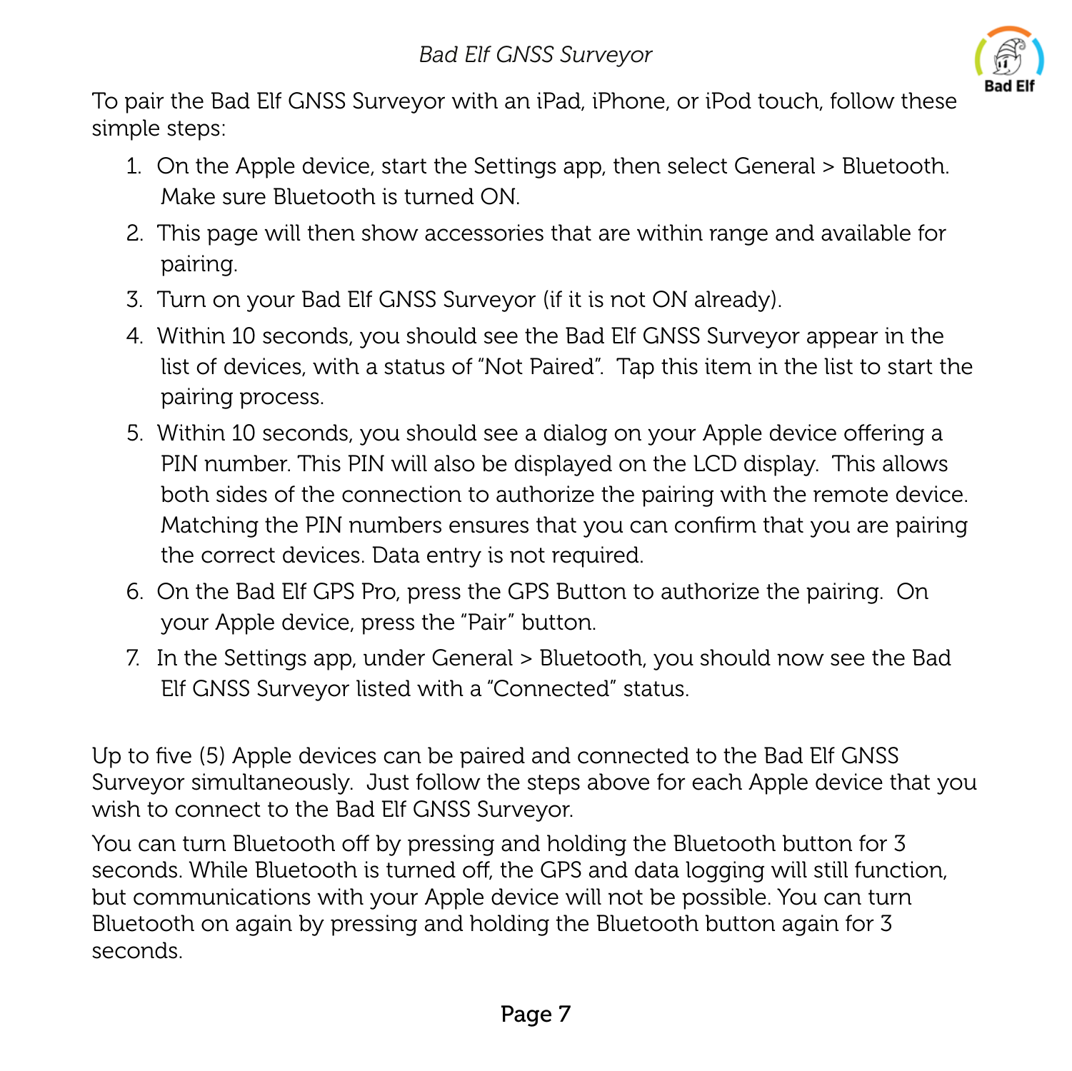To pair the Bad Elf GNSS Surveyor with an iPad, iPhone, or iPod touch, follow these simple steps:

1. On the Apple device, start the Settings app, then select General > Bluetooth. Make sure Bluetooth is turned ON.
2. This page will then show accessories that are within range and available for pairing.
3. Turn on your Bad Elf GNSS Surveyor (if it is not ON already).
4. Within 10 seconds, you should see the Bad Elf GNSS Surveyor appear in the list of devices, with a status of "Not Paired". Tap this item in the list to start the pairing process.
5. Within 10 seconds, you should see a dialog on your Apple device offering a PIN number. This PIN will also be displayed on the LCD display. This allows both sides of the connection to authorize the pairing with the remote device. Matching the PIN numbers ensures that you can confirm that you are pairing the correct devices. Data entry is not required.
6. On the Bad Elf GPS Pro, press the GPS Button to authorize the pairing. On your Apple device, press the "Pair" button.
7. In the Settings app, under General > Bluetooth, you should now see the Bad Elf GNSS Surveyor listed with a "Connected" status.

Up to five (5) Apple devices can be paired and connected to the Bad Elf GNSS Surveyor simultaneously. Just follow the steps above for each Apple device that you wish to connect to the Bad Elf GNSS Surveyor.

You can turn Bluetooth off by pressing and holding the Bluetooth button for 3 seconds. While Bluetooth is turned off, the GPS and data logging will still function, but communications with your Apple device will not be possible. You can turn Bluetooth on again by pressing and holding the Bluetooth button again for 3 seconds.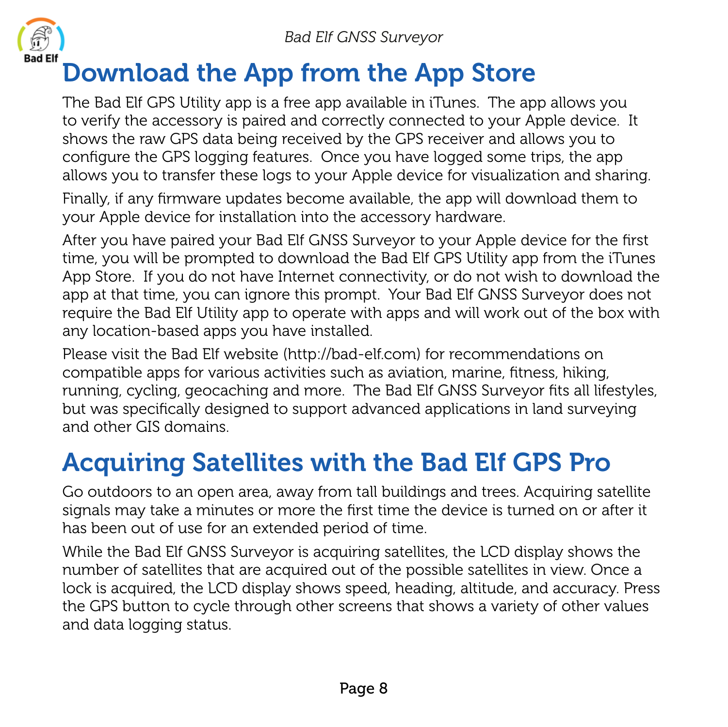# Download the App from the App Store

The Bad Elf GPS Utility app is a free app available in iTunes. The app allows you to verify the accessory is paired and correctly connected to your Apple device. It shows the raw GPS data being received by the GPS receiver and allows you to configure the GPS logging features. Once you have logged some trips, the app allows you to transfer these logs to your Apple device for visualization and sharing.

Finally, if any firmware updates become available, the app will download them to your Apple device for installation into the accessory hardware.

After you have paired your Bad Elf GNSS Surveyor to your Apple device for the first time, you will be prompted to download the Bad Elf GPS Utility app from the iTunes App Store. If you do not have Internet connectivity, or do not wish to download the app at that time, you can ignore this prompt. Your Bad Elf GNSS Surveyor does not require the Bad Elf Utility app to operate with apps and will work out of the box with any location-based apps you have installed.

Please visit the Bad Elf website (http://bad-elf.com) for recommendations on compatible apps for various activities such as aviation, marine, fitness, hiking, running, cycling, geocaching and more. The Bad Elf GNSS Surveyor fits all lifestyles, but was specifically designed to support advanced applications in land surveying and other GIS domains.

# Acquiring Satellites with the Bad Elf GPS Pro

Go outdoors to an open area, away from tall buildings and trees. Acquiring satellite signals may take a minutes or more the first time the device is turned on or after it has been out of use for an extended period of time.

While the Bad Elf GNSS Surveyor is acquiring satellites, the LCD display shows the number of satellites that are acquired out of the possible satellites in view. Once a lock is acquired, the LCD display shows speed, heading, altitude, and accuracy. Press the GPS button to cycle through other screens that shows a variety of other values and data logging status.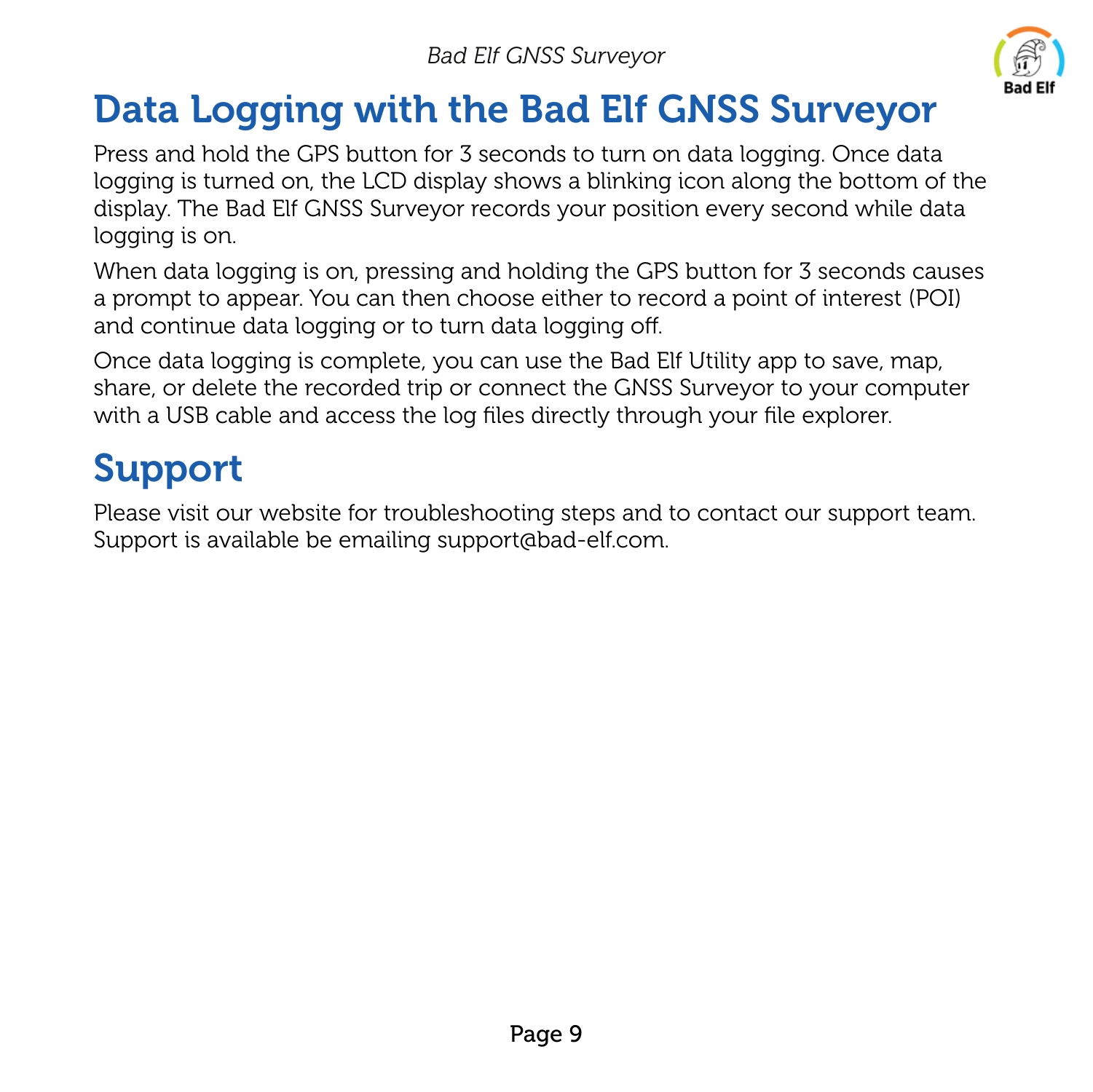# Data Logging with the Bad Elf GNSS Surveyor

Press and hold the GPS button for 3 seconds to turn on data logging. Once data logging is turned on, the LCD display shows a blinking icon along the bottom of the display. The Bad Elf GNSS Surveyor records your position every second while data logging is on.

When data logging is on, pressing and holding the GPS button for 3 seconds causes a prompt to appear. You can then choose either to record a point of interest (POI) and continue data logging or to turn data logging off.

Once data logging is complete, you can use the Bad Elf Utility app to save, map, share, or delete the recorded trip or connect the GNSS Surveyor to your computer with a USB cable and access the log files directly through your file explorer.

# Support

Please visit our website for troubleshooting steps and to contact our support team. Support is available be emailing support@bad-elf.com.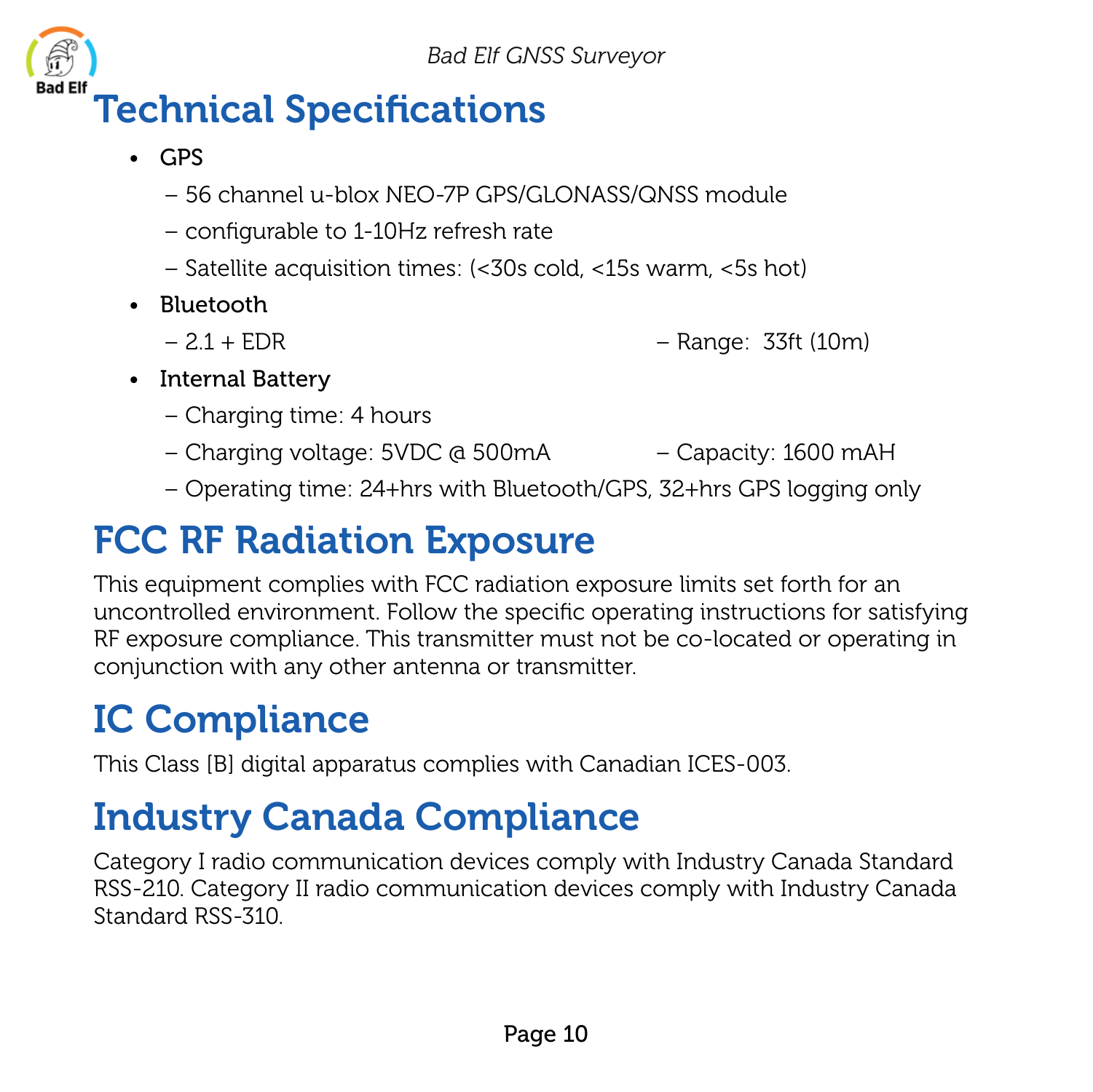# Technical Specifications

- GPS
  - – 56 channel u-blox NEO-7P GPS/GLONASS/QNSS module
  - – configurable to 1-10Hz refresh rate
  - – Satellite acquisition times: (<30s cold, <15s warm, <5s hot)
- Bluetooth
  - – 2.1 + EDR
  - – Range: 33ft (10m)
- Internal Battery
  - – Charging time: 4 hours
  - – Charging voltage: 5VDC @ 500mA
  - – Capacity: 1600 mAH
  - – Operating time: 24+hrs with Bluetooth/GPS, 32+hrs GPS logging only

# FCC RF Radiation Exposure

This equipment complies with FCC radiation exposure limits set forth for an uncontrolled environment. Follow the specific operating instructions for satisfying RF exposure compliance. This transmitter must not be co-located or operating in conjunction with any other antenna or transmitter.

# IC Compliance

This Class [B] digital apparatus complies with Canadian ICES-003.

# Industry Canada Compliance

Category I radio communication devices comply with Industry Canada Standard RSS-210. Category II radio communication devices comply with Industry Canada Standard RSS-310.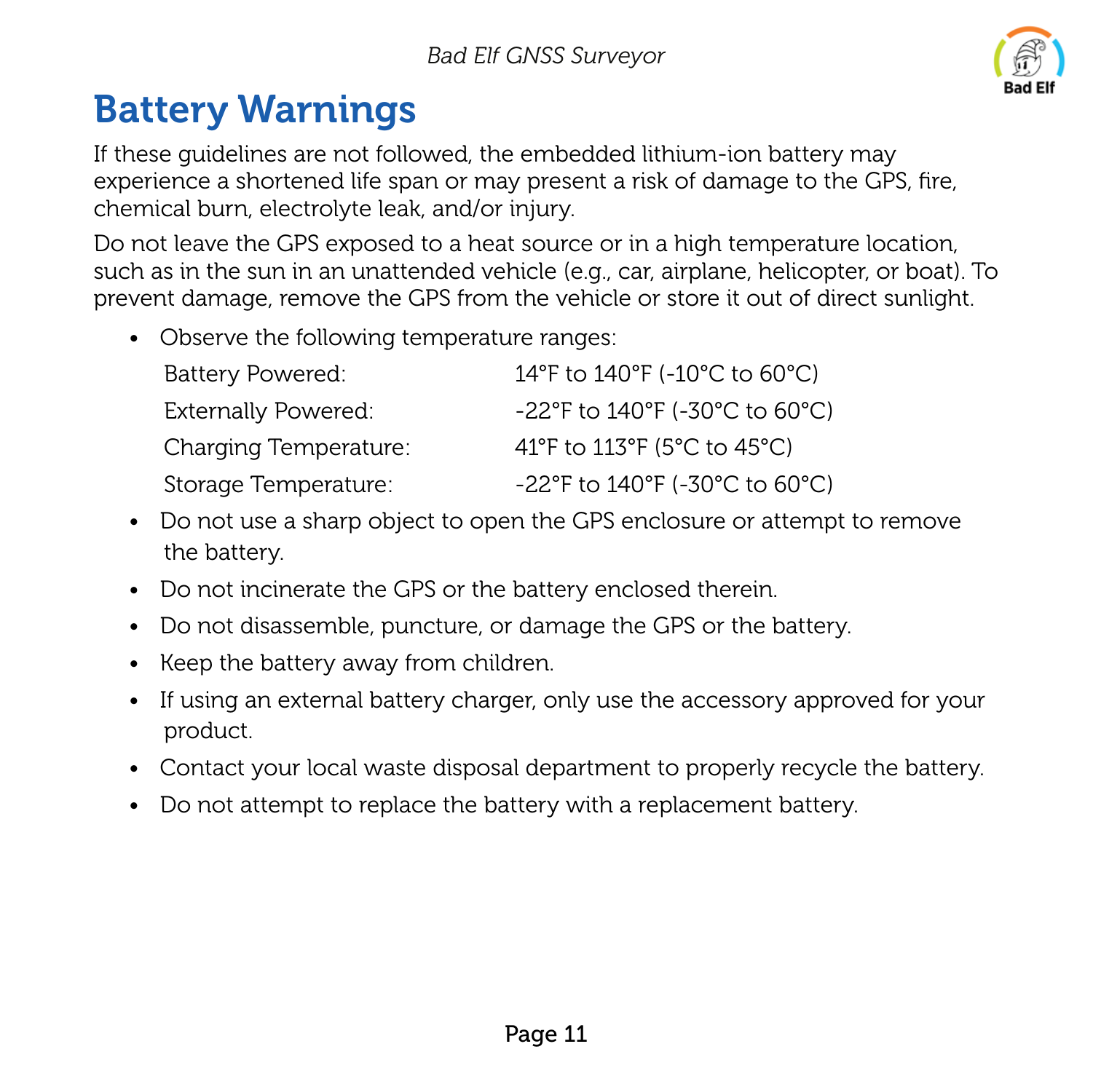# Battery Warnings

If these guidelines are not followed, the embedded lithium-ion battery may experience a shortened life span or may present a risk of damage to the GPS, fire, chemical burn, electrolyte leak, and/or injury.

Do not leave the GPS exposed to a heat source or in a high temperature location, such as in the sun in an unattended vehicle (e.g., car, airplane, helicopter, or boat). To prevent damage, remove the GPS from the vehicle or store it out of direct sunlight.

- Observe the following temperature ranges:

| | |
|---|---|
| Battery Powered: | 14°F to 140°F (-10°C to 60°C) |
| Externally Powered: | -22°F to 140°F (-30°C to 60°C) |
| Charging Temperature: | 41°F to 113°F (5°C to 45°C) |
| Storage Temperature: | -22°F to 140°F (-30°C to 60°C) |

- Do not use a sharp object to open the GPS enclosure or attempt to remove the battery.
- Do not incinerate the GPS or the battery enclosed therein.
- Do not disassemble, puncture, or damage the GPS or the battery.
- Keep the battery away from children.
- If using an external battery charger, only use the accessory approved for your product.
- Contact your local waste disposal department to properly recycle the battery.
- Do not attempt to replace the battery with a replacement battery.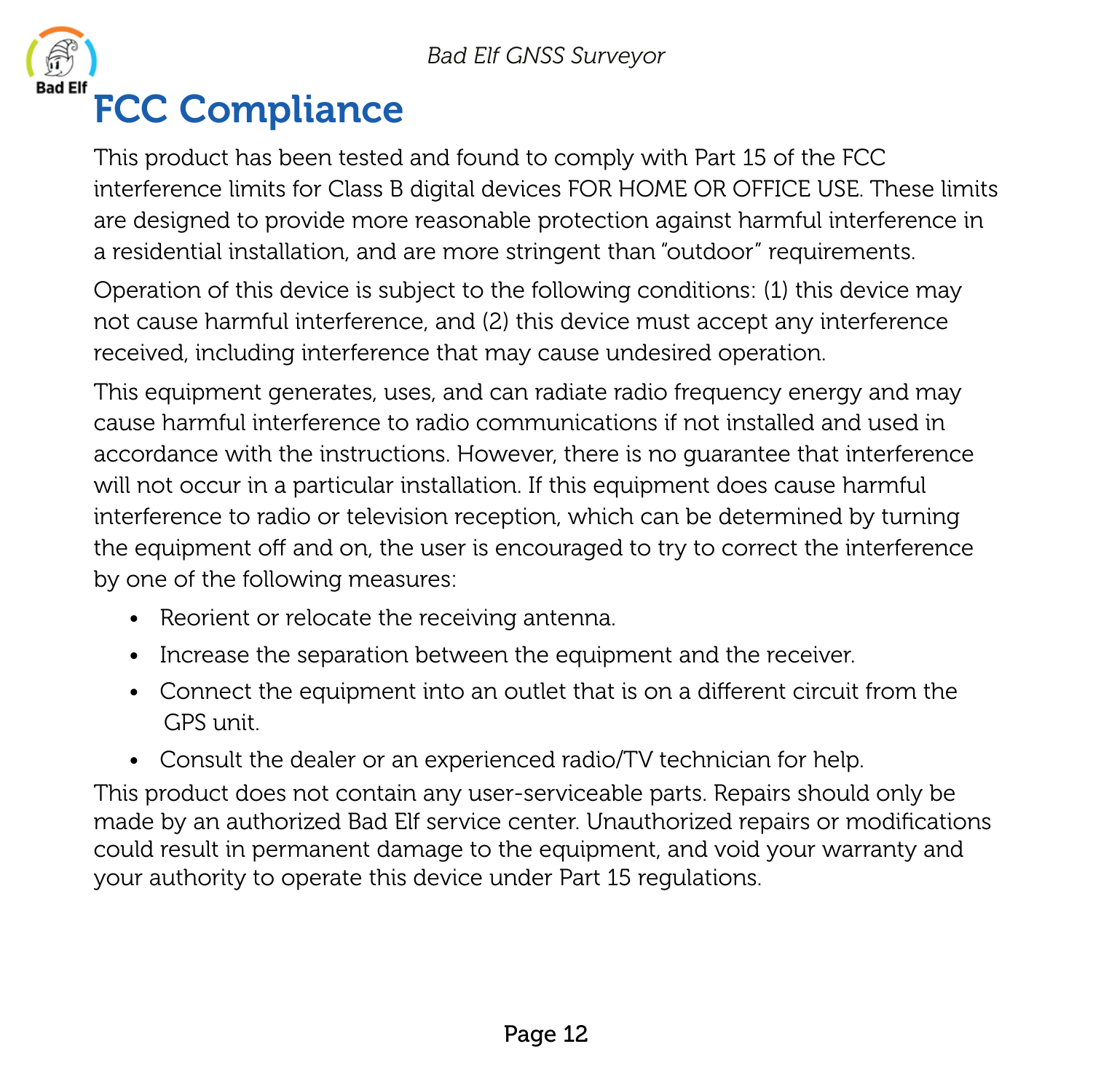# FCC Compliance

This product has been tested and found to comply with Part 15 of the FCC interference limits for Class B digital devices FOR HOME OR OFFICE USE. These limits are designed to provide more reasonable protection against harmful interference in a residential installation, and are more stringent than "outdoor" requirements.

Operation of this device is subject to the following conditions: (1) this device may not cause harmful interference, and (2) this device must accept any interference received, including interference that may cause undesired operation.

This equipment generates, uses, and can radiate radio frequency energy and may cause harmful interference to radio communications if not installed and used in accordance with the instructions. However, there is no guarantee that interference will not occur in a particular installation. If this equipment does cause harmful interference to radio or television reception, which can be determined by turning the equipment off and on, the user is encouraged to try to correct the interference by one of the following measures:

- Reorient or relocate the receiving antenna.
- Increase the separation between the equipment and the receiver.
- Connect the equipment into an outlet that is on a different circuit from the GPS unit.
- Consult the dealer or an experienced radio/TV technician for help.

This product does not contain any user-serviceable parts. Repairs should only be made by an authorized Bad Elf service center. Unauthorized repairs or modifications could result in permanent damage to the equipment, and void your warranty and your authority to operate this device under Part 15 regulations.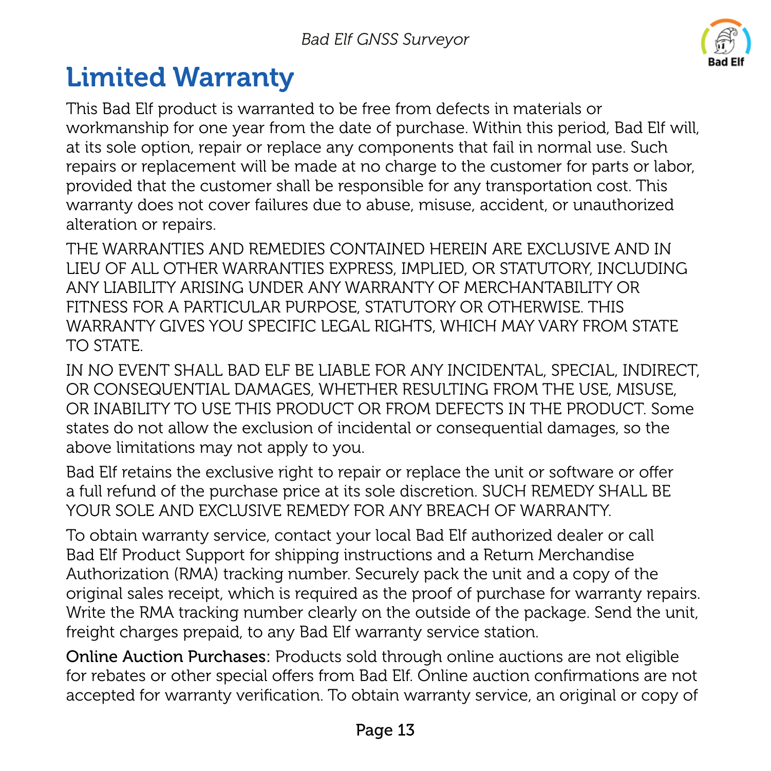# Limited Warranty

This Bad Elf product is warranted to be free from defects in materials or workmanship for one year from the date of purchase. Within this period, Bad Elf will, at its sole option, repair or replace any components that fail in normal use. Such repairs or replacement will be made at no charge to the customer for parts or labor, provided that the customer shall be responsible for any transportation cost. This warranty does not cover failures due to abuse, misuse, accident, or unauthorized alteration or repairs.

THE WARRANTIES AND REMEDIES CONTAINED HEREIN ARE EXCLUSIVE AND IN LIEU OF ALL OTHER WARRANTIES EXPRESS, IMPLIED, OR STATUTORY, INCLUDING ANY LIABILITY ARISING UNDER ANY WARRANTY OF MERCHANTABILITY OR FITNESS FOR A PARTICULAR PURPOSE, STATUTORY OR OTHERWISE. THIS WARRANTY GIVES YOU SPECIFIC LEGAL RIGHTS, WHICH MAY VARY FROM STATE TO STATE.

IN NO EVENT SHALL BAD ELF BE LIABLE FOR ANY INCIDENTAL, SPECIAL, INDIRECT, OR CONSEQUENTIAL DAMAGES, WHETHER RESULTING FROM THE USE, MISUSE, OR INABILITY TO USE THIS PRODUCT OR FROM DEFECTS IN THE PRODUCT. Some states do not allow the exclusion of incidental or consequential damages, so the above limitations may not apply to you.

Bad Elf retains the exclusive right to repair or replace the unit or software or offer a full refund of the purchase price at its sole discretion. SUCH REMEDY SHALL BE YOUR SOLE AND EXCLUSIVE REMEDY FOR ANY BREACH OF WARRANTY.

To obtain warranty service, contact your local Bad Elf authorized dealer or call Bad Elf Product Support for shipping instructions and a Return Merchandise Authorization (RMA) tracking number. Securely pack the unit and a copy of the original sales receipt, which is required as the proof of purchase for warranty repairs. Write the RMA tracking number clearly on the outside of the package. Send the unit, freight charges prepaid, to any Bad Elf warranty service station.

Online Auction Purchases: Products sold through online auctions are not eligible for rebates or other special offers from Bad Elf. Online auction confirmations are not accepted for warranty verification. To obtain warranty service, an original or copy of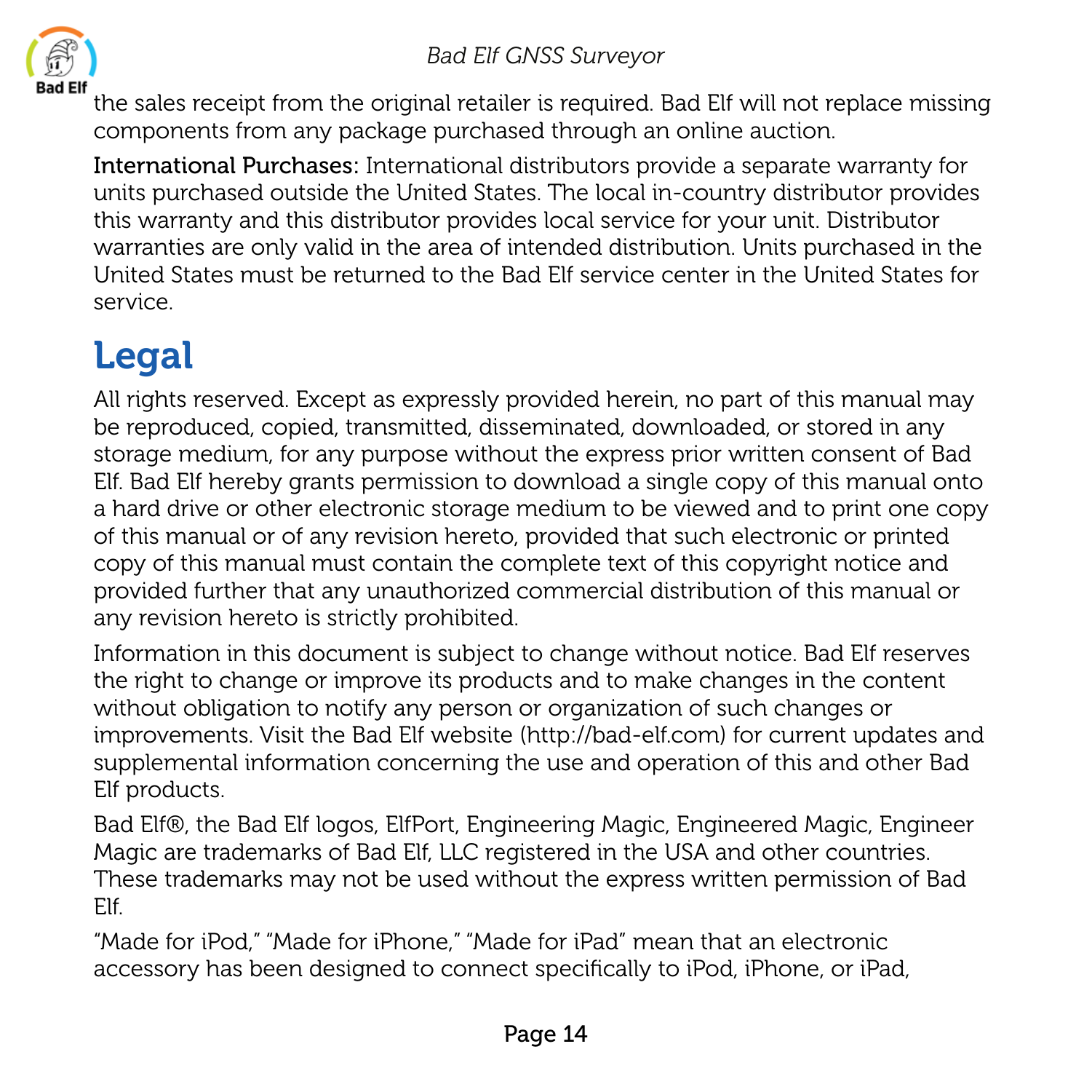the sales receipt from the original retailer is required. Bad Elf will not replace missing components from any package purchased through an online auction.

**International Purchases:** International distributors provide a separate warranty for units purchased outside the United States. The local in-country distributor provides this warranty and this distributor provides local service for your unit. Distributor warranties are only valid in the area of intended distribution. Units purchased in the United States must be returned to the Bad Elf service center in the United States for service.

# Legal

All rights reserved. Except as expressly provided herein, no part of this manual may be reproduced, copied, transmitted, disseminated, downloaded, or stored in any storage medium, for any purpose without the express prior written consent of Bad Elf. Bad Elf hereby grants permission to download a single copy of this manual onto a hard drive or other electronic storage medium to be viewed and to print one copy of this manual or of any revision hereto, provided that such electronic or printed copy of this manual must contain the complete text of this copyright notice and provided further that any unauthorized commercial distribution of this manual or any revision hereto is strictly prohibited.

Information in this document is subject to change without notice. Bad Elf reserves the right to change or improve its products and to make changes in the content without obligation to notify any person or organization of such changes or improvements. Visit the Bad Elf website (http://bad-elf.com) for current updates and supplemental information concerning the use and operation of this and other Bad Elf products.

Bad Elf®, the Bad Elf logos, ElfPort, Engineering Magic, Engineered Magic, Engineer Magic are trademarks of Bad Elf, LLC registered in the USA and other countries. These trademarks may not be used without the express written permission of Bad Elf.

"Made for iPod," "Made for iPhone," "Made for iPad" mean that an electronic accessory has been designed to connect specifically to iPod, iPhone, or iPad,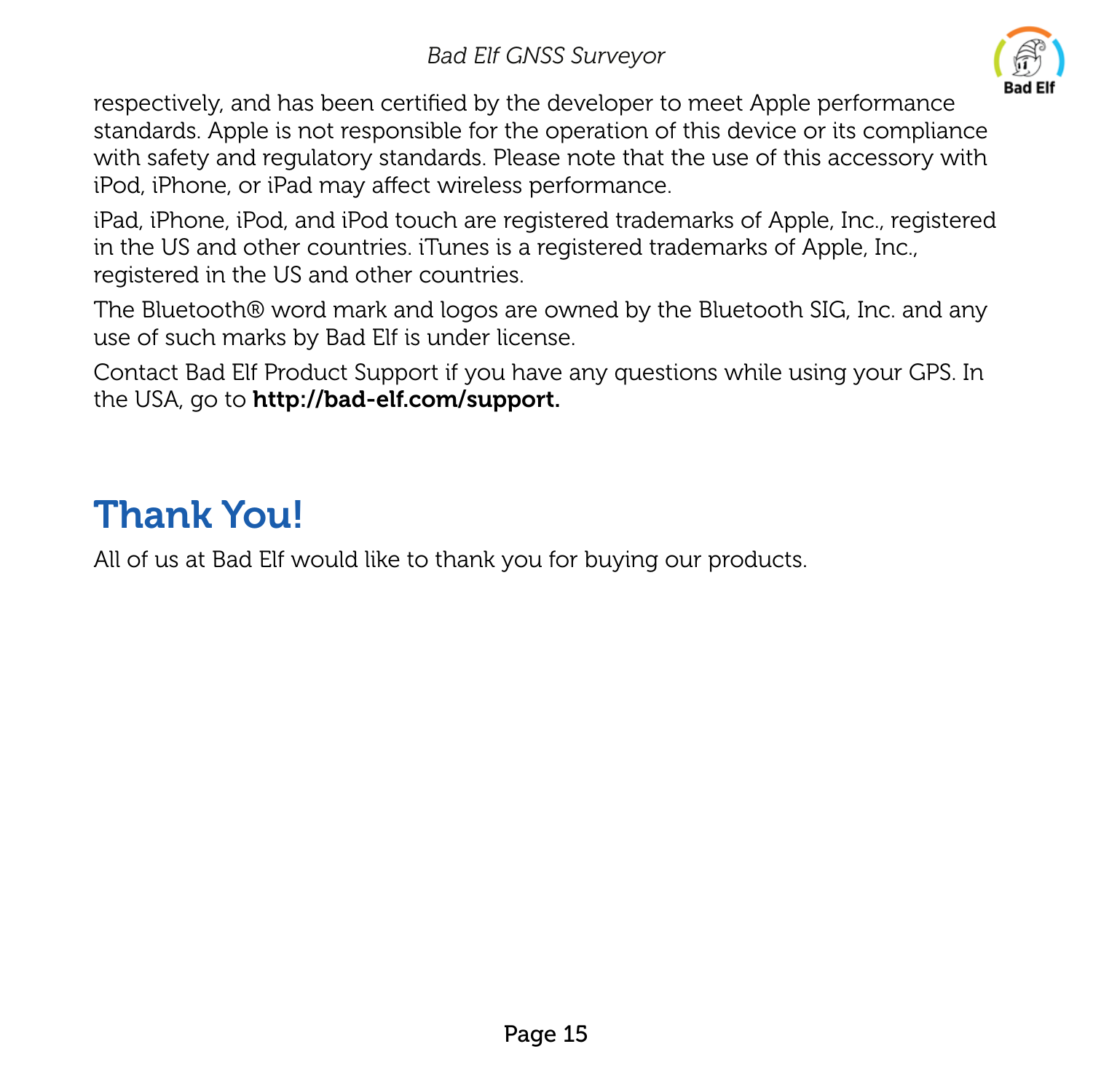respectively, and has been certified by the developer to meet Apple performance standards. Apple is not responsible for the operation of this device or its compliance with safety and regulatory standards. Please note that the use of this accessory with iPod, iPhone, or iPad may affect wireless performance.

iPad, iPhone, iPod, and iPod touch are registered trademarks of Apple, Inc., registered in the US and other countries. iTunes is a registered trademarks of Apple, Inc., registered in the US and other countries.

The Bluetooth® word mark and logos are owned by the Bluetooth SIG, Inc. and any use of such marks by Bad Elf is under license.

Contact Bad Elf Product Support if you have any questions while using your GPS. In the USA, go to **http://bad-elf.com/support.**

# Thank You!

All of us at Bad Elf would like to thank you for buying our products.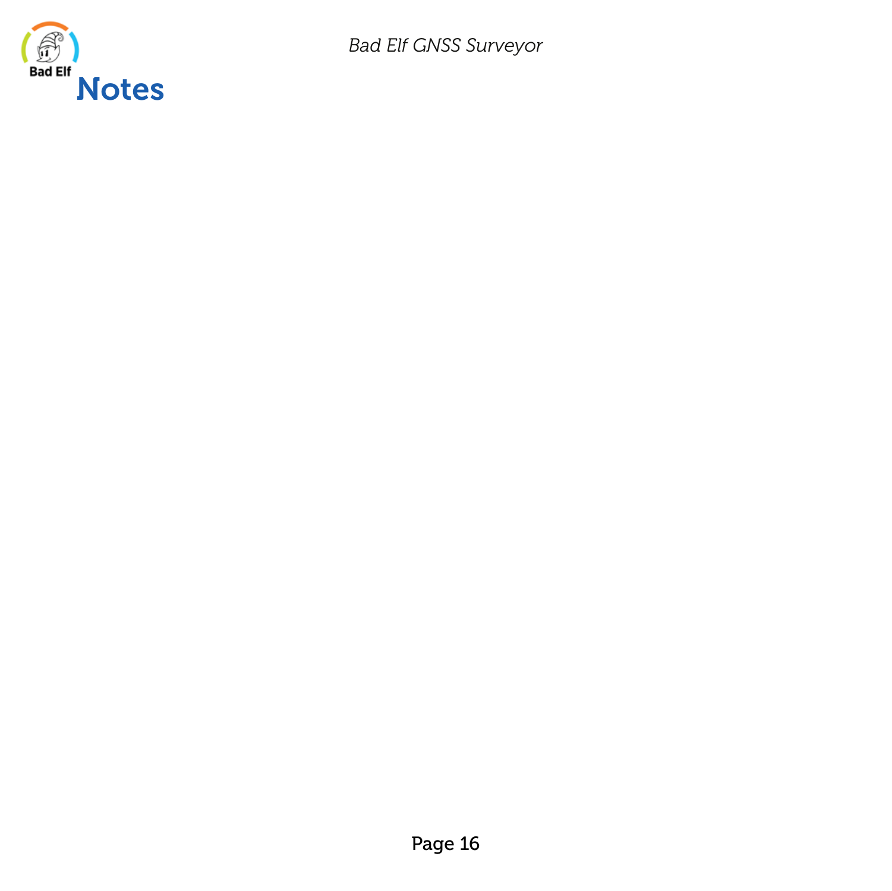# Notes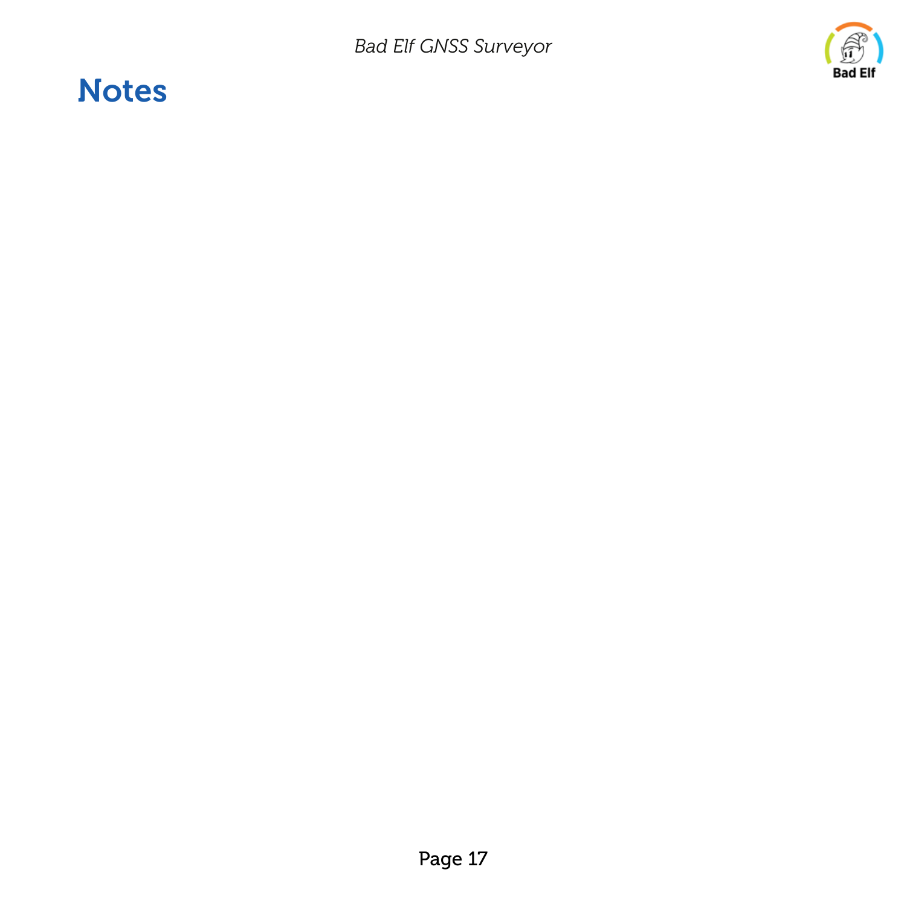# Notes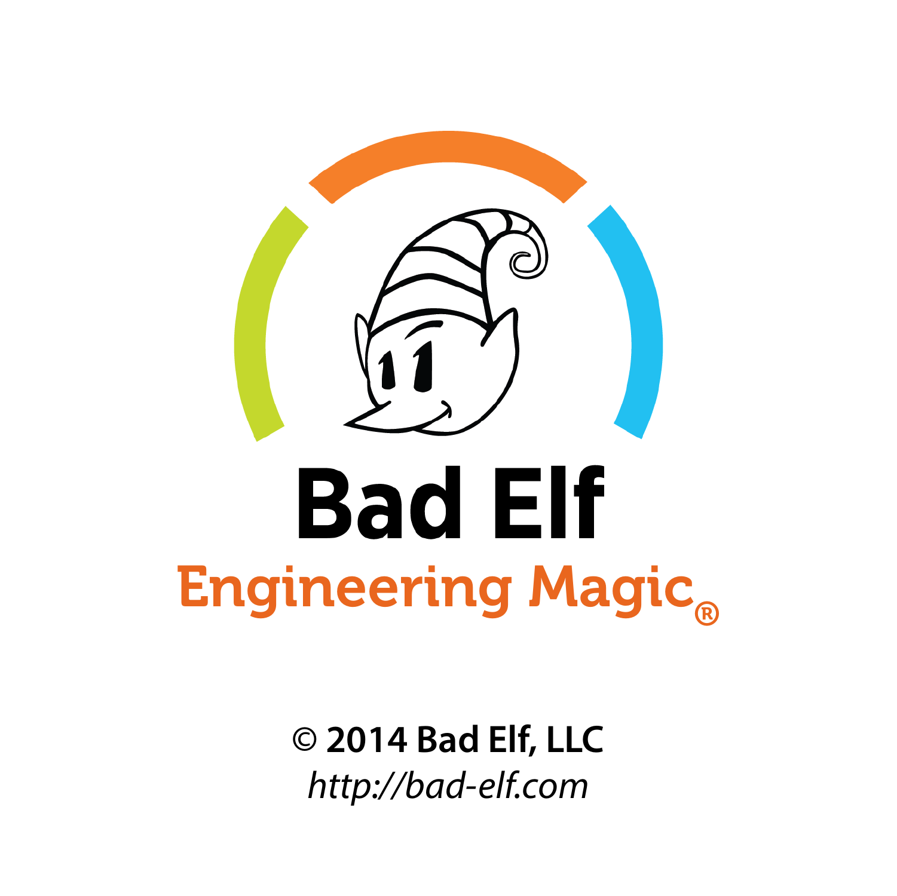# Bad Elf

**Engineering Magic®**

**© 2014 Bad Elf, LLC**

*http://bad-elf.com*